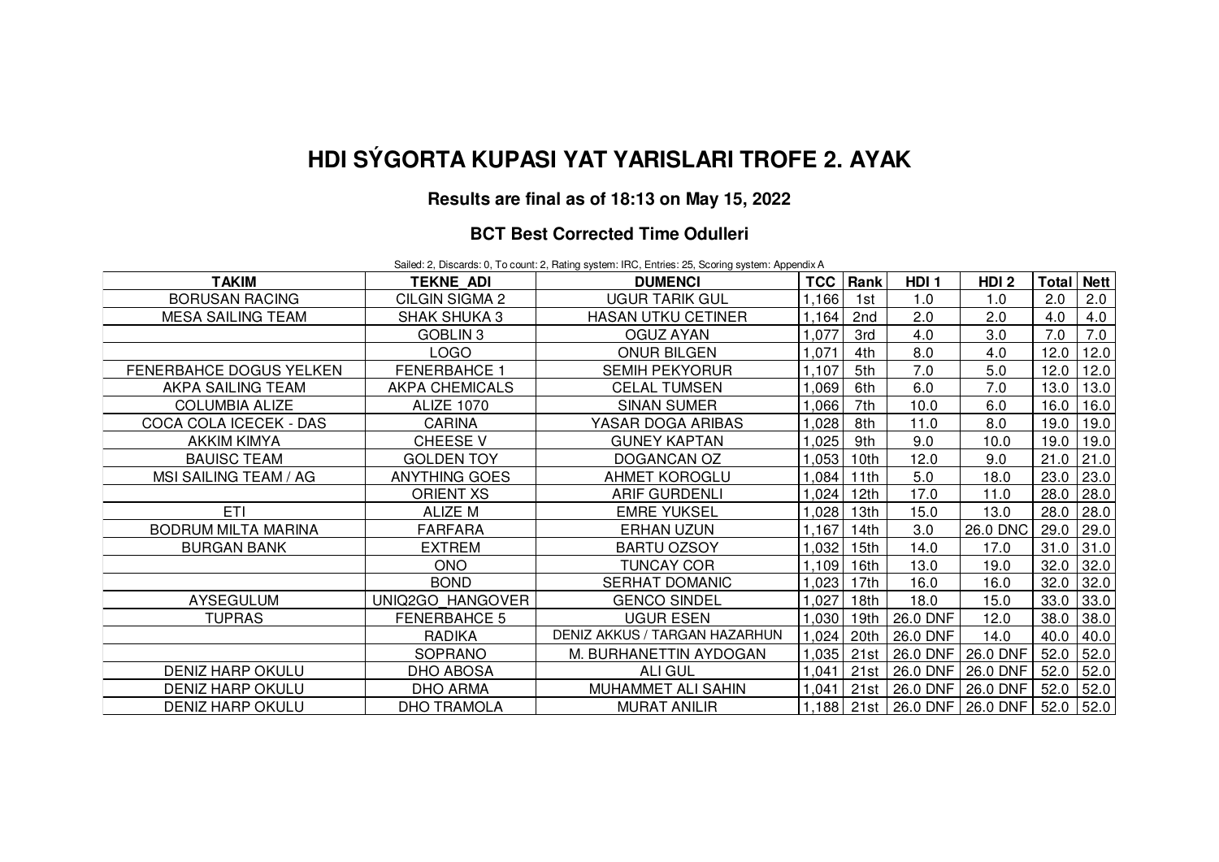# HDI SÝGORTA KUPASI YAT YARISLARI TROFE 2. AYAK

### Results are final as of 18:13 on May 15, 2022

### BCT Best Corrected Time Odulleri

Sailed: 2, Discards: 0, To count: 2, Rating system: IRC, Entries: 25, Scoring system: Appendix A

| TAKIM | TEKNE_ADI | DUMENCI | TCC | Rank | HDI 1 | HDI 2 | Total | Nett |
|---|---|---|---|---|---|---|---|---|
| BORUSAN RACING | CILGIN SIGMA 2 | UGUR TARIK GUL | 1,166 | 1st | 1.0 | 1.0 | 2.0 | 2.0 |
| MESA SAILING TEAM | SHAK SHUKA 3 | HASAN UTKU CETINER | 1,164 | 2nd | 2.0 | 2.0 | 4.0 | 4.0 |
| | GOBLIN 3 | OGUZ AYAN | 1,077 | 3rd | 4.0 | 3.0 | 7.0 | 7.0 |
| | LOGO | ONUR BILGEN | 1,071 | 4th | 8.0 | 4.0 | 12.0 | 12.0 |
| FENERBAHCE DOGUS YELKEN | FENERBAHCE 1 | SEMIH PEKYORUR | 1,107 | 5th | 7.0 | 5.0 | 12.0 | 12.0 |
| AKPA SAILING TEAM | AKPA CHEMICALS | CELAL TUMSEN | 1,069 | 6th | 6.0 | 7.0 | 13.0 | 13.0 |
| COLUMBIA ALIZE | ALIZE 1070 | SINAN SUMER | 1,066 | 7th | 10.0 | 6.0 | 16.0 | 16.0 |
| COCA COLA ICECEK - DAS | CARINA | YASAR DOGA ARIBAS | 1,028 | 8th | 11.0 | 8.0 | 19.0 | 19.0 |
| AKKIM KIMYA | CHEESE V | GUNEY KAPTAN | 1,025 | 9th | 9.0 | 10.0 | 19.0 | 19.0 |
| BAUISC TEAM | GOLDEN TOY | DOGANCAN OZ | 1,053 | 10th | 12.0 | 9.0 | 21.0 | 21.0 |
| MSI SAILING TEAM / AG | ANYTHING GOES | AHMET KOROGLU | 1,084 | 11th | 5.0 | 18.0 | 23.0 | 23.0 |
| | ORIENT XS | ARIF GURDENLI | 1,024 | 12th | 17.0 | 11.0 | 28.0 | 28.0 |
| ETI | ALIZE M | EMRE YUKSEL | 1,028 | 13th | 15.0 | 13.0 | 28.0 | 28.0 |
| BODRUM MILTA MARINA | FARFARA | ERHAN UZUN | 1,167 | 14th | 3.0 | 26.0 DNC | 29.0 | 29.0 |
| BURGAN BANK | EXTREM | BARTU OZSOY | 1,032 | 15th | 14.0 | 17.0 | 31.0 | 31.0 |
| | ONO | TUNCAY COR | 1,109 | 16th | 13.0 | 19.0 | 32.0 | 32.0 |
| | BOND | SERHAT DOMANIC | 1,023 | 17th | 16.0 | 16.0 | 32.0 | 32.0 |
| AYSEGULUM | UNIQ2GO_HANGOVER | GENCO SINDEL | 1,027 | 18th | 18.0 | 15.0 | 33.0 | 33.0 |
| TUPRAS | FENERBAHCE 5 | UGUR ESEN | 1,030 | 19th | 26.0 DNF | 12.0 | 38.0 | 38.0 |
| | RADIKA | DENIZ AKKUS / TARGAN HAZARHUN | 1,024 | 20th | 26.0 DNF | 14.0 | 40.0 | 40.0 |
| | SOPRANO | M. BURHANETTIN AYDOGAN | 1,035 | 21st | 26.0 DNF | 26.0 DNF | 52.0 | 52.0 |
| DENIZ HARP OKULU | DHO ABOSA | ALI GUL | 1,041 | 21st | 26.0 DNF | 26.0 DNF | 52.0 | 52.0 |
| DENIZ HARP OKULU | DHO ARMA | MUHAMMET ALI SAHIN | 1,041 | 21st | 26.0 DNF | 26.0 DNF | 52.0 | 52.0 |
| DENIZ HARP OKULU | DHO TRAMOLA | MURAT ANILIR | 1,188 | 21st | 26.0 DNF | 26.0 DNF | 52.0 | 52.0 |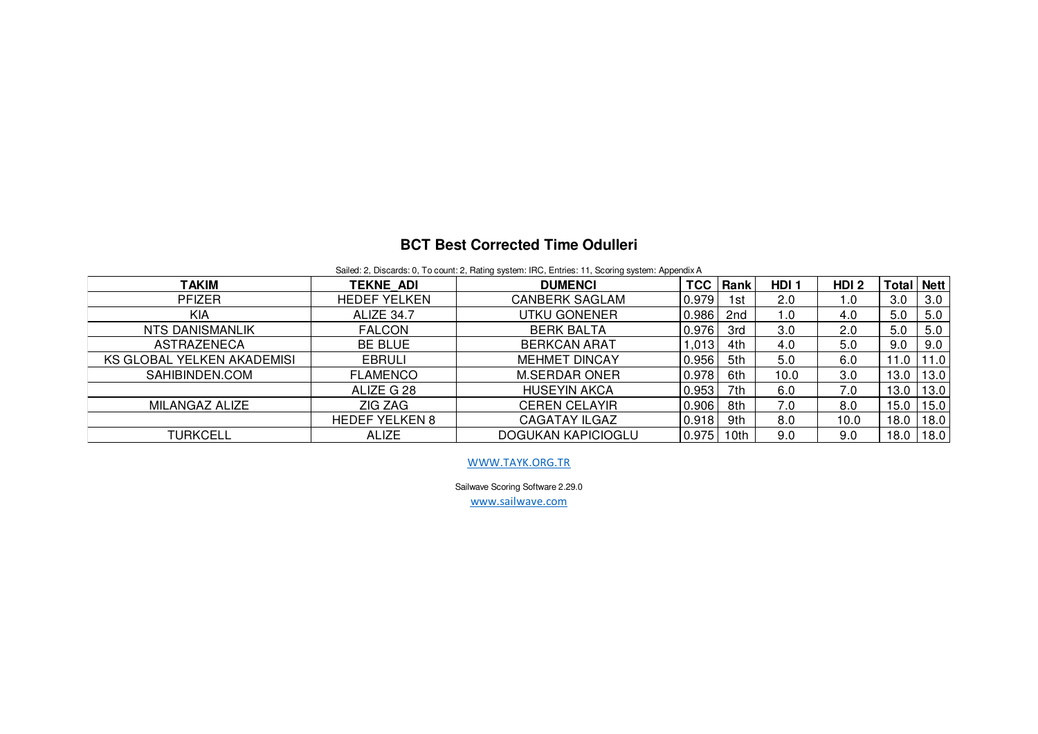# BCT Best Corrected Time Odulleri

Sailed: 2, Discards: 0, To count: 2, Rating system: IRC, Entries: 11, Scoring system: Appendix A

| TAKIM | TEKNE_ADI | DUMENCI | TCC | Rank | HDI 1 | HDI 2 | Total | Nett |
|---|---|---|---|---|---|---|---|---|
| PFIZER | HEDEF YELKEN | CANBERK SAGLAM | 0.979 | 1st | 2.0 | 1.0 | 3.0 | 3.0 |
| KIA | ALIZE 34.7 | UTKU GONENER | 0.986 | 2nd | 1.0 | 4.0 | 5.0 | 5.0 |
| NTS DANISMANLIK | FALCON | BERK BALTA | 0.976 | 3rd | 3.0 | 2.0 | 5.0 | 5.0 |
| ASTRAZENECA | BE BLUE | BERKCAN ARAT | 1,013 | 4th | 4.0 | 5.0 | 9.0 | 9.0 |
| KS GLOBAL YELKEN AKADEMISI | EBRULI | MEHMET DINCAY | 0.956 | 5th | 5.0 | 6.0 | 11.0 | 11.0 |
| SAHIBINDEN.COM | FLAMENCO | M.SERDAR ONER | 0.978 | 6th | 10.0 | 3.0 | 13.0 | 13.0 |
| | ALIZE G 28 | HUSEYIN AKCA | 0.953 | 7th | 6.0 | 7.0 | 13.0 | 13.0 |
| MILANGAZ ALIZE | ZIG ZAG | CEREN CELAYIR | 0.906 | 8th | 7.0 | 8.0 | 15.0 | 15.0 |
| | HEDEF YELKEN 8 | CAGATAY ILGAZ | 0.918 | 9th | 8.0 | 10.0 | 18.0 | 18.0 |
| TURKCELL | ALIZE | DOGUKAN KAPICIOGLU | 0.975 | 10th | 9.0 | 9.0 | 18.0 | 18.0 |

WWW.TAYK.ORG.TR

Sailwave Scoring Software 2.29.0

www.sailwave.com